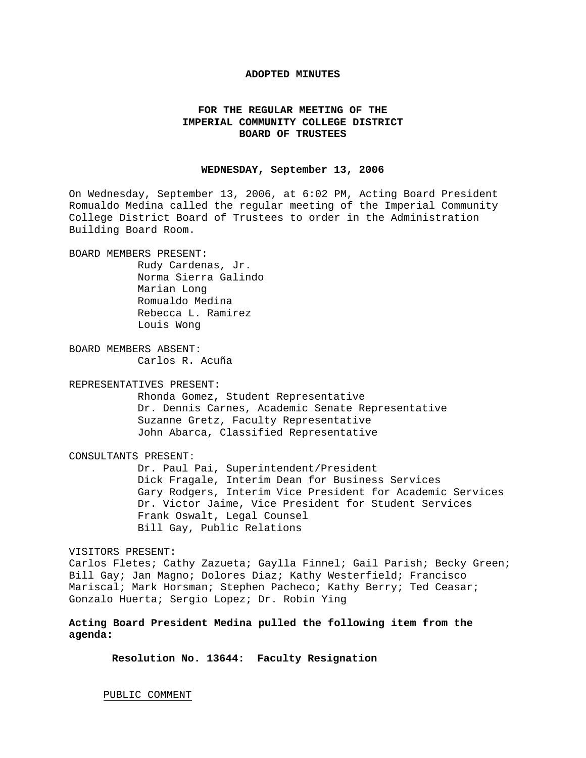**ADOPTED MINUTES**

**FOR THE REGULAR MEETING OF THE IMPERIAL COMMUNITY COLLEGE DISTRICT BOARD OF TRUSTEES**

**WEDNESDAY, September 13, 2006**

On Wednesday, September 13, 2006, at 6:02 PM, Acting Board President Romualdo Medina called the regular meeting of the Imperial Community College District Board of Trustees to order in the Administration Building Board Room.

BOARD MEMBERS PRESENT:

Rudy Cardenas, Jr.
Norma Sierra Galindo
Marian Long
Romualdo Medina
Rebecca L. Ramirez
Louis Wong

BOARD MEMBERS ABSENT:

Carlos R. Acuña

REPRESENTATIVES PRESENT:

Rhonda Gomez, Student Representative
Dr. Dennis Carnes, Academic Senate Representative
Suzanne Gretz, Faculty Representative
John Abarca, Classified Representative

CONSULTANTS PRESENT:

Dr. Paul Pai, Superintendent/President
Dick Fragale, Interim Dean for Business Services
Gary Rodgers, Interim Vice President for Academic Services
Dr. Victor Jaime, Vice President for Student Services
Frank Oswalt, Legal Counsel
Bill Gay, Public Relations

VISITORS PRESENT:

Carlos Fletes; Cathy Zazueta; Gaylla Finnel; Gail Parish; Becky Green; Bill Gay; Jan Magno; Dolores Diaz; Kathy Westerfield; Francisco Mariscal; Mark Horsman; Stephen Pacheco; Kathy Berry; Ted Ceasar; Gonzalo Huerta; Sergio Lopez; Dr. Robin Ying

**Acting Board President Medina pulled the following item from the agenda:**

**Resolution No. 13644: Faculty Resignation**

PUBLIC COMMENT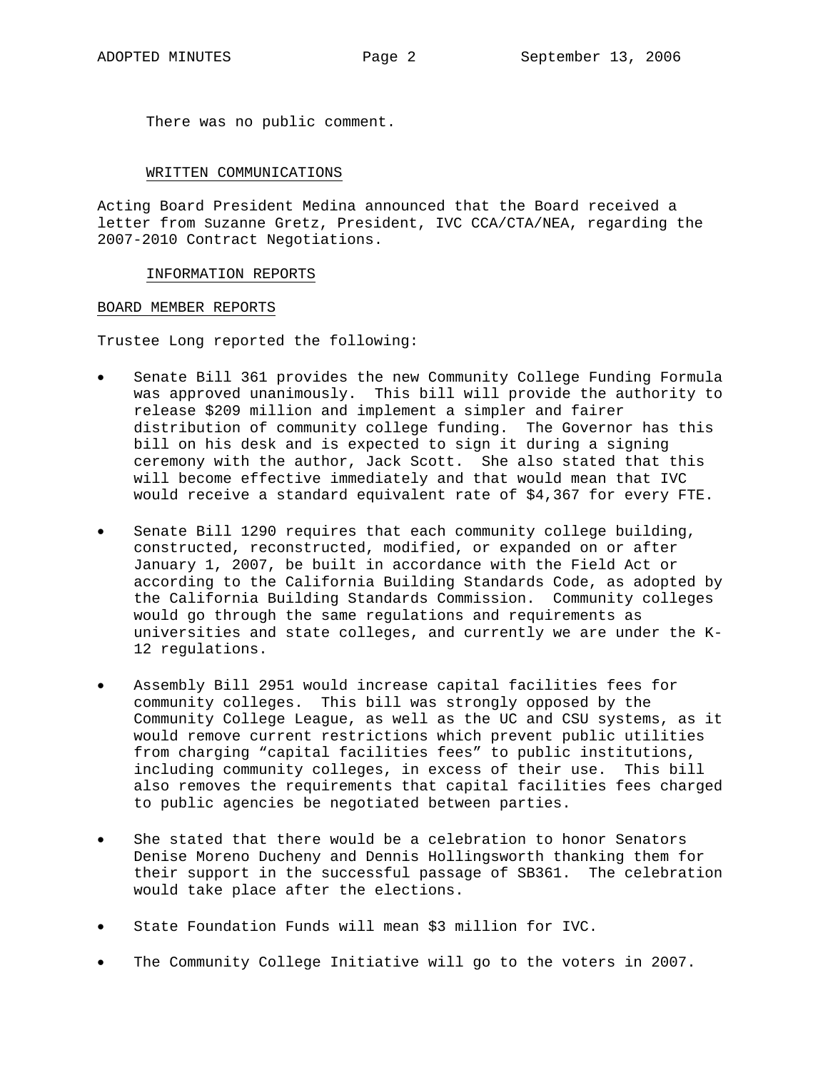There was no public comment.

WRITTEN COMMUNICATIONS

Acting Board President Medina announced that the Board received a letter from Suzanne Gretz, President, IVC CCA/CTA/NEA, regarding the 2007-2010 Contract Negotiations.

INFORMATION REPORTS

BOARD MEMBER REPORTS

Trustee Long reported the following:

- Senate Bill 361 provides the new Community College Funding Formula was approved unanimously. This bill will provide the authority to release $209 million and implement a simpler and fairer distribution of community college funding. The Governor has this bill on his desk and is expected to sign it during a signing ceremony with the author, Jack Scott. She also stated that this will become effective immediately and that would mean that IVC would receive a standard equivalent rate of $4,367 for every FTE.

- Senate Bill 1290 requires that each community college building, constructed, reconstructed, modified, or expanded on or after January 1, 2007, be built in accordance with the Field Act or according to the California Building Standards Code, as adopted by the California Building Standards Commission. Community colleges would go through the same regulations and requirements as universities and state colleges, and currently we are under the K-12 regulations.

- Assembly Bill 2951 would increase capital facilities fees for community colleges. This bill was strongly opposed by the Community College League, as well as the UC and CSU systems, as it would remove current restrictions which prevent public utilities from charging “capital facilities fees” to public institutions, including community colleges, in excess of their use. This bill also removes the requirements that capital facilities fees charged to public agencies be negotiated between parties.

- She stated that there would be a celebration to honor Senators Denise Moreno Ducheny and Dennis Hollingsworth thanking them for their support in the successful passage of SB361. The celebration would take place after the elections.

- State Foundation Funds will mean $3 million for IVC.

- The Community College Initiative will go to the voters in 2007.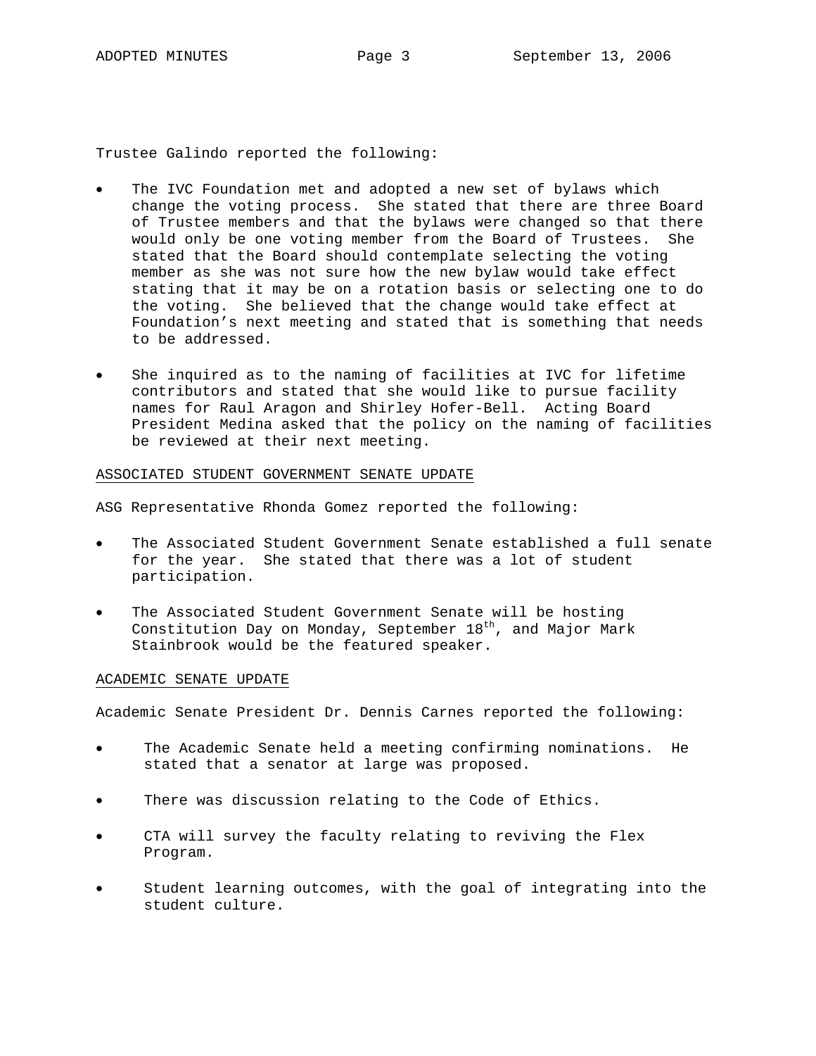Trustee Galindo reported the following:

- The IVC Foundation met and adopted a new set of bylaws which change the voting process. She stated that there are three Board of Trustee members and that the bylaws were changed so that there would only be one voting member from the Board of Trustees. She stated that the Board should contemplate selecting the voting member as she was not sure how the new bylaw would take effect stating that it may be on a rotation basis or selecting one to do the voting. She believed that the change would take effect at Foundation's next meeting and stated that is something that needs to be addressed.

- She inquired as to the naming of facilities at IVC for lifetime contributors and stated that she would like to pursue facility names for Raul Aragon and Shirley Hofer-Bell. Acting Board President Medina asked that the policy on the naming of facilities be reviewed at their next meeting.

<u>ASSOCIATED STUDENT GOVERNMENT SENATE UPDATE</u>

ASG Representative Rhonda Gomez reported the following:

- The Associated Student Government Senate established a full senate for the year. She stated that there was a lot of student participation.

- The Associated Student Government Senate will be hosting Constitution Day on Monday, September 18th, and Major Mark Stainbrook would be the featured speaker.

<u>ACADEMIC SENATE UPDATE</u>

Academic Senate President Dr. Dennis Carnes reported the following:

- The Academic Senate held a meeting confirming nominations. He stated that a senator at large was proposed.

- There was discussion relating to the Code of Ethics.

- CTA will survey the faculty relating to reviving the Flex Program.

- Student learning outcomes, with the goal of integrating into the student culture.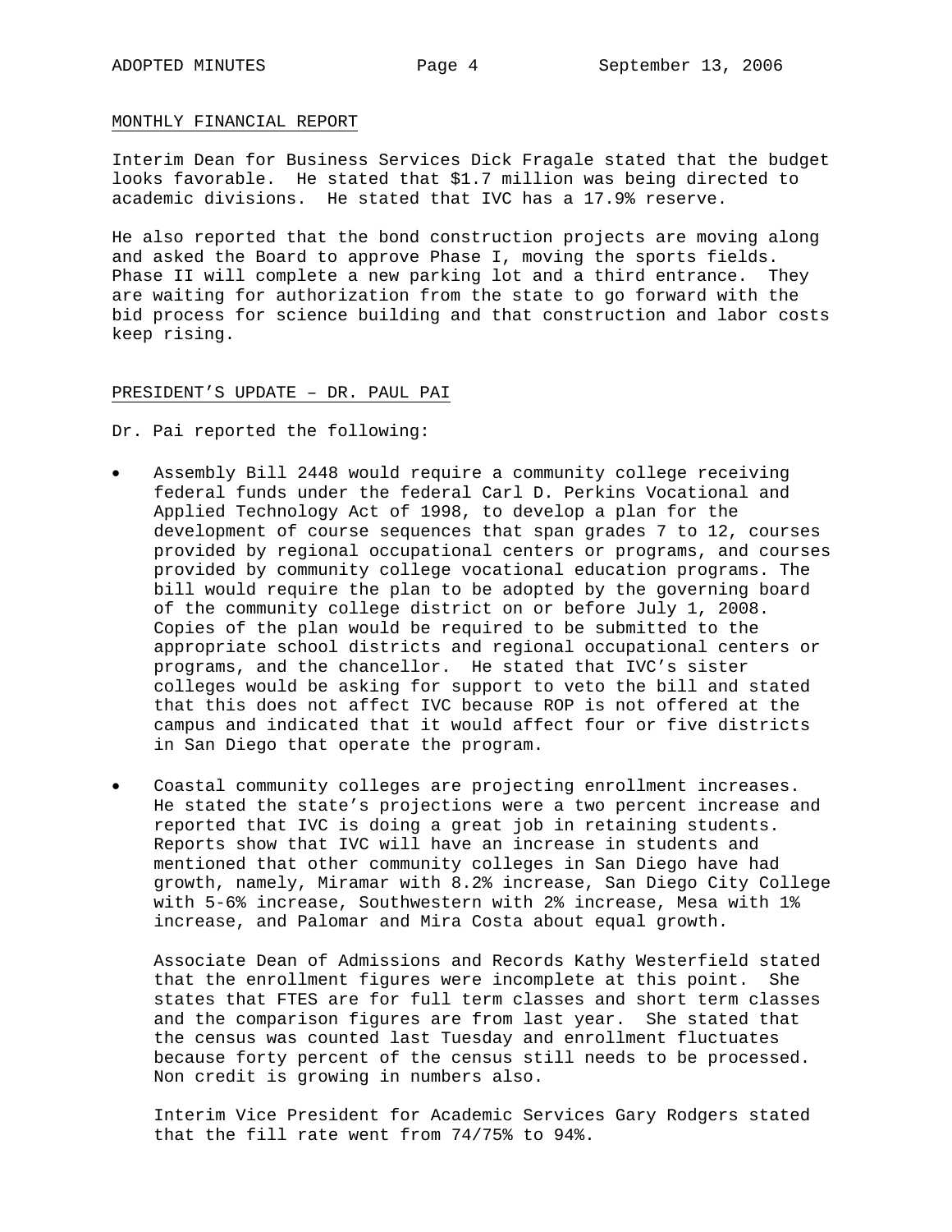## MONTHLY FINANCIAL REPORT

Interim Dean for Business Services Dick Fragale stated that the budget looks favorable. He stated that $1.7 million was being directed to academic divisions. He stated that IVC has a 17.9% reserve.

He also reported that the bond construction projects are moving along and asked the Board to approve Phase I, moving the sports fields. Phase II will complete a new parking lot and a third entrance. They are waiting for authorization from the state to go forward with the bid process for science building and that construction and labor costs keep rising.

## PRESIDENT'S UPDATE – DR. PAUL PAI

Dr. Pai reported the following:

- Assembly Bill 2448 would require a community college receiving federal funds under the federal Carl D. Perkins Vocational and Applied Technology Act of 1998, to develop a plan for the development of course sequences that span grades 7 to 12, courses provided by regional occupational centers or programs, and courses provided by community college vocational education programs. The bill would require the plan to be adopted by the governing board of the community college district on or before July 1, 2008. Copies of the plan would be required to be submitted to the appropriate school districts and regional occupational centers or programs, and the chancellor. He stated that IVC's sister colleges would be asking for support to veto the bill and stated that this does not affect IVC because ROP is not offered at the campus and indicated that it would affect four or five districts in San Diego that operate the program.

- Coastal community colleges are projecting enrollment increases. He stated the state's projections were a two percent increase and reported that IVC is doing a great job in retaining students. Reports show that IVC will have an increase in students and mentioned that other community colleges in San Diego have had growth, namely, Miramar with 8.2% increase, San Diego City College with 5-6% increase, Southwestern with 2% increase, Mesa with 1% increase, and Palomar and Mira Costa about equal growth.

  Associate Dean of Admissions and Records Kathy Westerfield stated that the enrollment figures were incomplete at this point. She states that FTES are for full term classes and short term classes and the comparison figures are from last year. She stated that the census was counted last Tuesday and enrollment fluctuates because forty percent of the census still needs to be processed. Non credit is growing in numbers also.

  Interim Vice President for Academic Services Gary Rodgers stated that the fill rate went from 74/75% to 94%.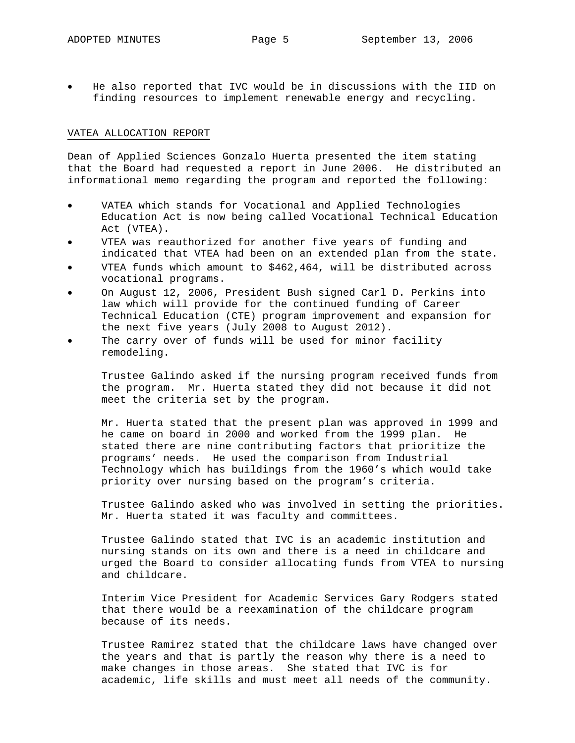- He also reported that IVC would be in discussions with the IID on finding resources to implement renewable energy and recycling.

## VATEA ALLOCATION REPORT

Dean of Applied Sciences Gonzalo Huerta presented the item stating that the Board had requested a report in June 2006. He distributed an informational memo regarding the program and reported the following:

- VATEA which stands for Vocational and Applied Technologies Education Act is now being called Vocational Technical Education Act (VTEA).
- VTEA was reauthorized for another five years of funding and indicated that VTEA had been on an extended plan from the state.
- VTEA funds which amount to $462,464, will be distributed across vocational programs.
- On August 12, 2006, President Bush signed Carl D. Perkins into law which will provide for the continued funding of Career Technical Education (CTE) program improvement and expansion for the next five years (July 2008 to August 2012).
- The carry over of funds will be used for minor facility remodeling.

Trustee Galindo asked if the nursing program received funds from the program. Mr. Huerta stated they did not because it did not meet the criteria set by the program.

Mr. Huerta stated that the present plan was approved in 1999 and he came on board in 2000 and worked from the 1999 plan. He stated there are nine contributing factors that prioritize the programs' needs. He used the comparison from Industrial Technology which has buildings from the 1960's which would take priority over nursing based on the program's criteria.

Trustee Galindo asked who was involved in setting the priorities. Mr. Huerta stated it was faculty and committees.

Trustee Galindo stated that IVC is an academic institution and nursing stands on its own and there is a need in childcare and urged the Board to consider allocating funds from VTEA to nursing and childcare.

Interim Vice President for Academic Services Gary Rodgers stated that there would be a reexamination of the childcare program because of its needs.

Trustee Ramirez stated that the childcare laws have changed over the years and that is partly the reason why there is a need to make changes in those areas. She stated that IVC is for academic, life skills and must meet all needs of the community.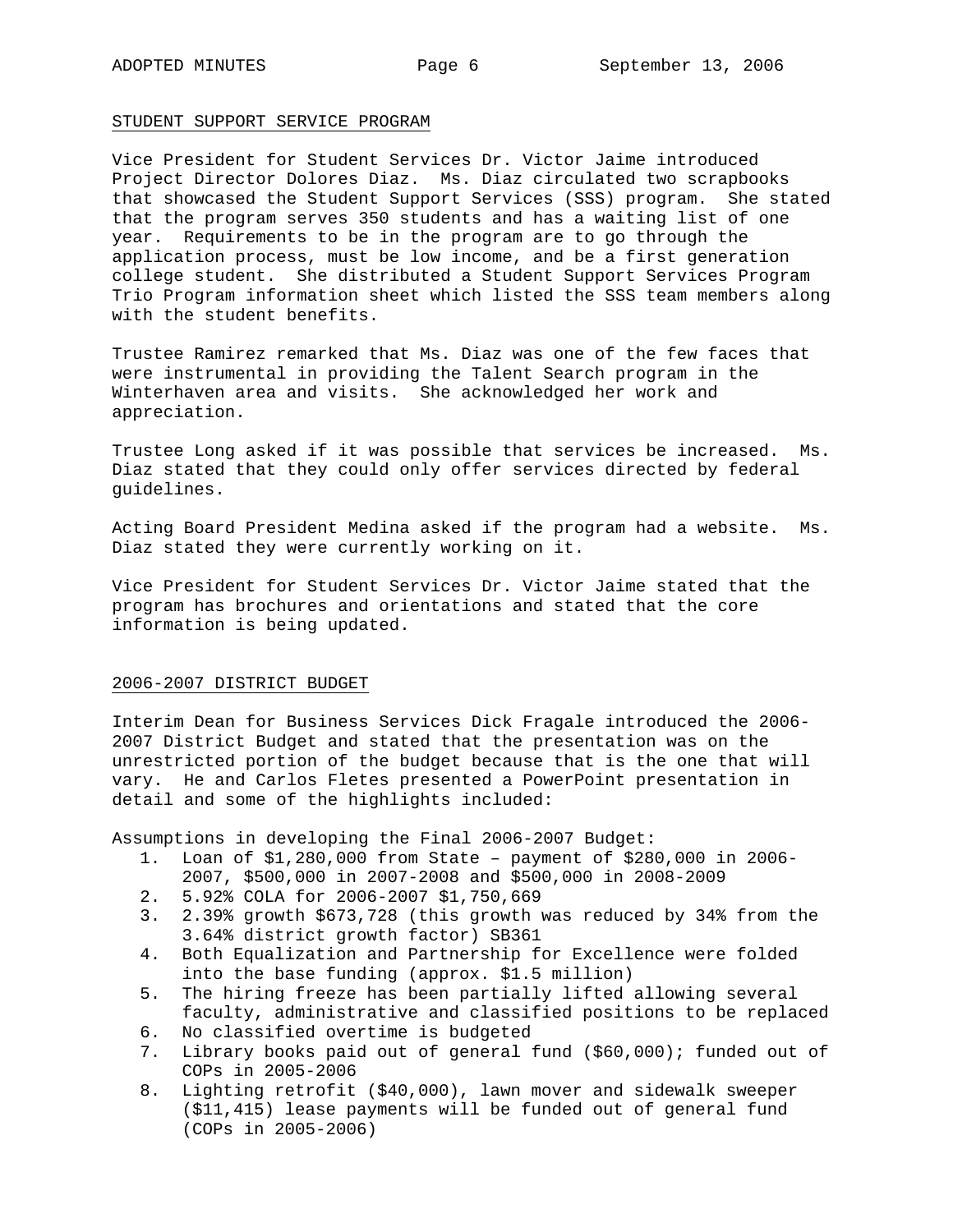## STUDENT SUPPORT SERVICE PROGRAM

Vice President for Student Services Dr. Victor Jaime introduced Project Director Dolores Diaz. Ms. Diaz circulated two scrapbooks that showcased the Student Support Services (SSS) program. She stated that the program serves 350 students and has a waiting list of one year. Requirements to be in the program are to go through the application process, must be low income, and be a first generation college student. She distributed a Student Support Services Program Trio Program information sheet which listed the SSS team members along with the student benefits.

Trustee Ramirez remarked that Ms. Diaz was one of the few faces that were instrumental in providing the Talent Search program in the Winterhaven area and visits. She acknowledged her work and appreciation.

Trustee Long asked if it was possible that services be increased. Ms. Diaz stated that they could only offer services directed by federal guidelines.

Acting Board President Medina asked if the program had a website. Ms. Diaz stated they were currently working on it.

Vice President for Student Services Dr. Victor Jaime stated that the program has brochures and orientations and stated that the core information is being updated.

## 2006-2007 DISTRICT BUDGET

Interim Dean for Business Services Dick Fragale introduced the 2006-2007 District Budget and stated that the presentation was on the unrestricted portion of the budget because that is the one that will vary. He and Carlos Fletes presented a PowerPoint presentation in detail and some of the highlights included:

Assumptions in developing the Final 2006-2007 Budget:

1. Loan of $1,280,000 from State – payment of $280,000 in 2006-2007, $500,000 in 2007-2008 and $500,000 in 2008-2009
2. 5.92% COLA for 2006-2007 $1,750,669
3. 2.39% growth $673,728 (this growth was reduced by 34% from the 3.64% district growth factor) SB361
4. Both Equalization and Partnership for Excellence were folded into the base funding (approx. $1.5 million)
5. The hiring freeze has been partially lifted allowing several faculty, administrative and classified positions to be replaced
6. No classified overtime is budgeted
7. Library books paid out of general fund ($60,000); funded out of COPs in 2005-2006
8. Lighting retrofit ($40,000), lawn mover and sidewalk sweeper ($11,415) lease payments will be funded out of general fund (COPs in 2005-2006)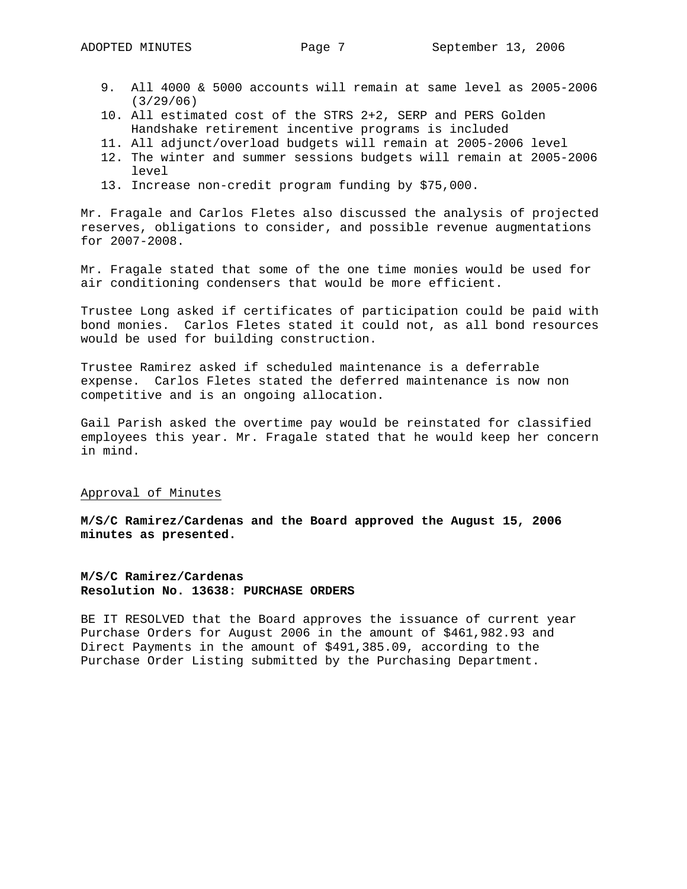9. All 4000 & 5000 accounts will remain at same level as 2005-2006 (3/29/06)
10. All estimated cost of the STRS 2+2, SERP and PERS Golden Handshake retirement incentive programs is included
11. All adjunct/overload budgets will remain at 2005-2006 level
12. The winter and summer sessions budgets will remain at 2005-2006 level
13. Increase non-credit program funding by $75,000.

Mr. Fragale and Carlos Fletes also discussed the analysis of projected reserves, obligations to consider, and possible revenue augmentations for 2007-2008.

Mr. Fragale stated that some of the one time monies would be used for air conditioning condensers that would be more efficient.

Trustee Long asked if certificates of participation could be paid with bond monies. Carlos Fletes stated it could not, as all bond resources would be used for building construction.

Trustee Ramirez asked if scheduled maintenance is a deferrable expense. Carlos Fletes stated the deferred maintenance is now non competitive and is an ongoing allocation.

Gail Parish asked the overtime pay would be reinstated for classified employees this year. Mr. Fragale stated that he would keep her concern in mind.

## Approval of Minutes

**M/S/C Ramirez/Cardenas and the Board approved the August 15, 2006 minutes as presented.**

**M/S/C Ramirez/Cardenas**
**Resolution No. 13638: PURCHASE ORDERS**

BE IT RESOLVED that the Board approves the issuance of current year Purchase Orders for August 2006 in the amount of $461,982.93 and Direct Payments in the amount of $491,385.09, according to the Purchase Order Listing submitted by the Purchasing Department.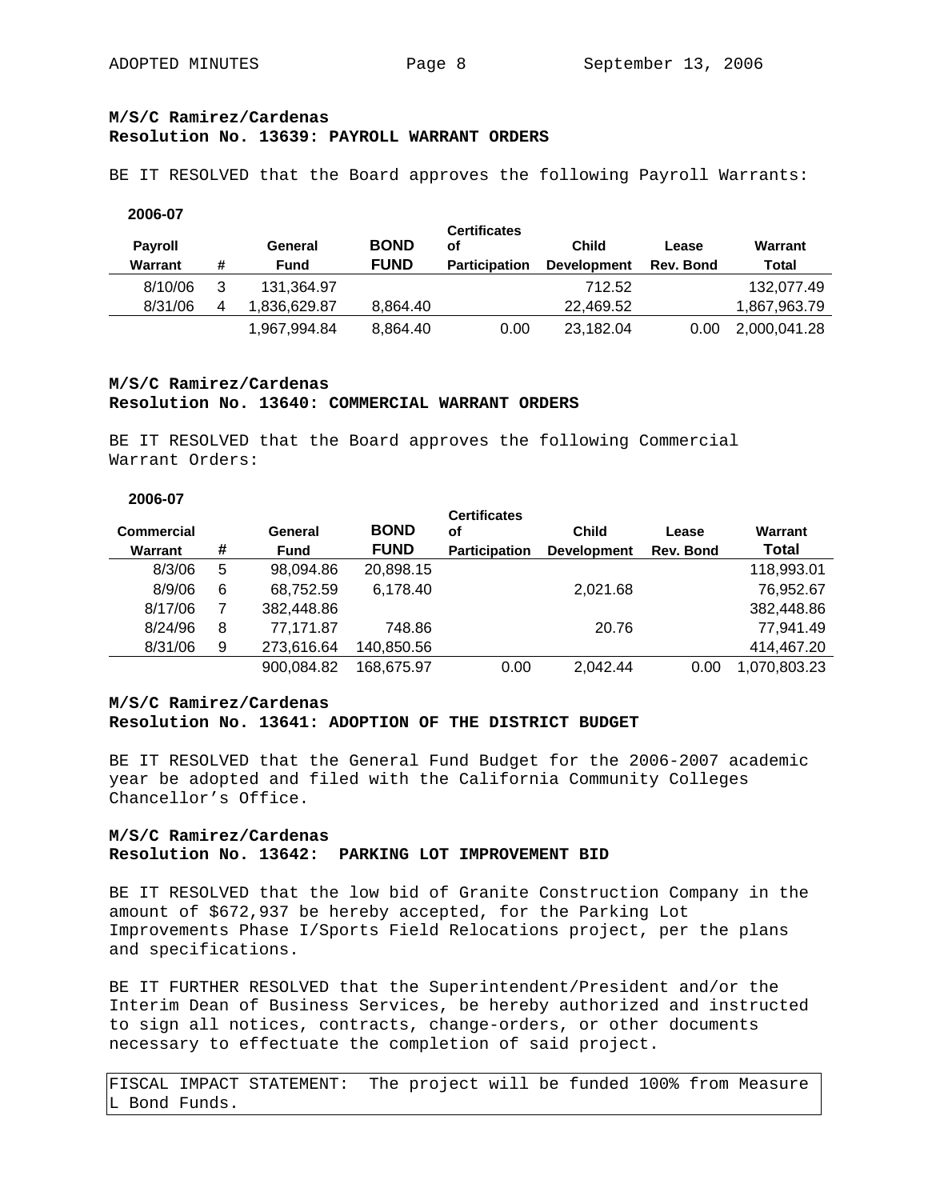**M/S/C Ramirez/Cardenas**
**Resolution No. 13639: PAYROLL WARRANT ORDERS**

BE IT RESOLVED that the Board approves the following Payroll Warrants:

**2006-07**

| Payroll Warrant | # | General Fund | BOND FUND | Certificates of Participation | Child Development | Lease Rev. Bond | Warrant Total |
|---|---|---|---|---|---|---|---|
| 8/10/06 | 3 | 131,364.97 | | | 712.52 | | 132,077.49 |
| 8/31/06 | 4 | 1,836,629.87 | 8,864.40 | | 22,469.52 | | 1,867,963.79 |
| | | 1,967,994.84 | 8,864.40 | 0.00 | 23,182.04 | 0.00 | 2,000,041.28 |

**M/S/C Ramirez/Cardenas**
**Resolution No. 13640: COMMERCIAL WARRANT ORDERS**

BE IT RESOLVED that the Board approves the following Commercial Warrant Orders:

**2006-07**

| Commercial Warrant | # | General Fund | BOND FUND | Certificates of Participation | Child Development | Lease Rev. Bond | Warrant Total |
|---|---|---|---|---|---|---|---|
| 8/3/06 | 5 | 98,094.86 | 20,898.15 | | | | 118,993.01 |
| 8/9/06 | 6 | 68,752.59 | 6,178.40 | | 2,021.68 | | 76,952.67 |
| 8/17/06 | 7 | 382,448.86 | | | | | 382,448.86 |
| 8/24/96 | 8 | 77,171.87 | 748.86 | | 20.76 | | 77,941.49 |
| 8/31/06 | 9 | 273,616.64 | 140,850.56 | | | | 414,467.20 |
| | | 900,084.82 | 168,675.97 | 0.00 | 2,042.44 | 0.00 | 1,070,803.23 |

**M/S/C Ramirez/Cardenas**
**Resolution No. 13641: ADOPTION OF THE DISTRICT BUDGET**

BE IT RESOLVED that the General Fund Budget for the 2006-2007 academic year be adopted and filed with the California Community Colleges Chancellor's Office.

**M/S/C Ramirez/Cardenas**
**Resolution No. 13642: PARKING LOT IMPROVEMENT BID**

BE IT RESOLVED that the low bid of Granite Construction Company in the amount of $672,937 be hereby accepted, for the Parking Lot Improvements Phase I/Sports Field Relocations project, per the plans and specifications.

BE IT FURTHER RESOLVED that the Superintendent/President and/or the Interim Dean of Business Services, be hereby authorized and instructed to sign all notices, contracts, change-orders, or other documents necessary to effectuate the completion of said project.

FISCAL IMPACT STATEMENT: The project will be funded 100% from Measure L Bond Funds.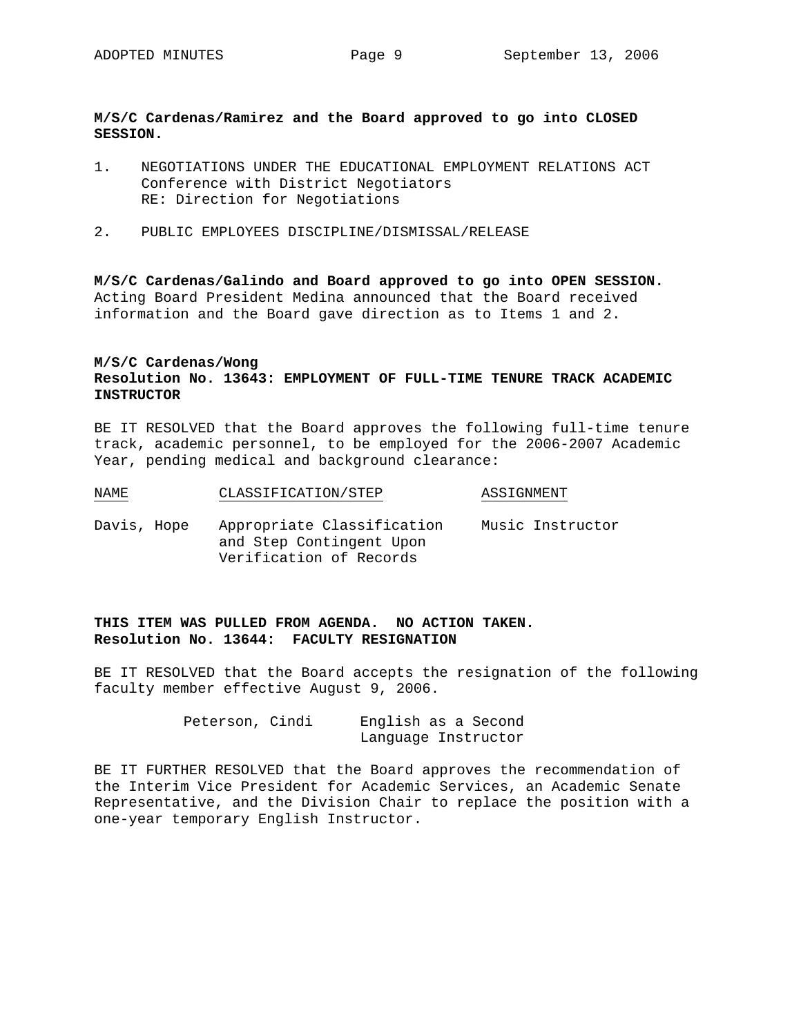**M/S/C Cardenas/Ramirez and the Board approved to go into CLOSED SESSION.**

1. NEGOTIATIONS UNDER THE EDUCATIONAL EMPLOYMENT RELATIONS ACT
   Conference with District Negotiators
   RE: Direction for Negotiations

2. PUBLIC EMPLOYEES DISCIPLINE/DISMISSAL/RELEASE

**M/S/C Cardenas/Galindo and Board approved to go into OPEN SESSION.** Acting Board President Medina announced that the Board received information and the Board gave direction as to Items 1 and 2.

**M/S/C Cardenas/Wong**
**Resolution No. 13643: EMPLOYMENT OF FULL-TIME TENURE TRACK ACADEMIC INSTRUCTOR**

BE IT RESOLVED that the Board approves the following full-time tenure track, academic personnel, to be employed for the 2006-2007 Academic Year, pending medical and background clearance:

| NAME | CLASSIFICATION/STEP | ASSIGNMENT |
|---|---|---|
| Davis, Hope | Appropriate Classification and Step Contingent Upon Verification of Records | Music Instructor |

**THIS ITEM WAS PULLED FROM AGENDA. NO ACTION TAKEN.**
**Resolution No. 13644: FACULTY RESIGNATION**

BE IT RESOLVED that the Board accepts the resignation of the following faculty member effective August 9, 2006.

| | |
|---|---|
| Peterson, Cindi | English as a Second Language Instructor |

BE IT FURTHER RESOLVED that the Board approves the recommendation of the Interim Vice President for Academic Services, an Academic Senate Representative, and the Division Chair to replace the position with a one-year temporary English Instructor.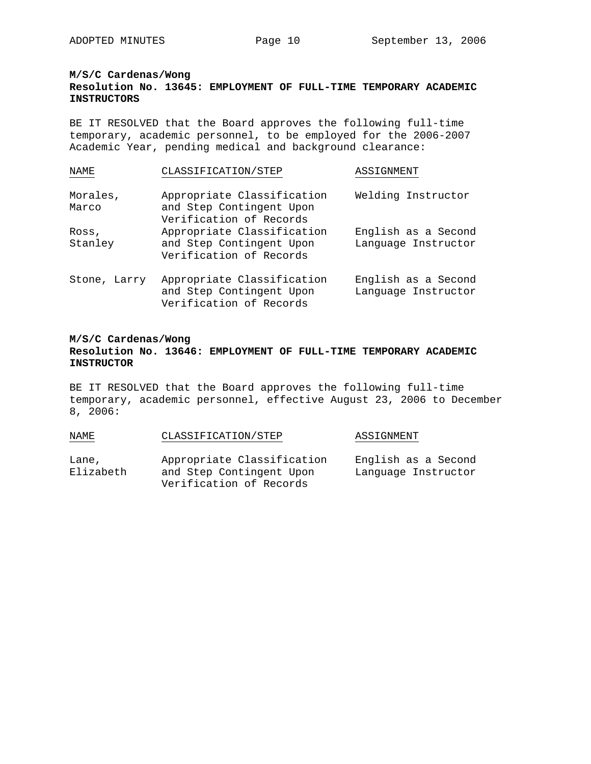**M/S/C Cardenas/Wong**
**Resolution No. 13645: EMPLOYMENT OF FULL-TIME TEMPORARY ACADEMIC INSTRUCTORS**

BE IT RESOLVED that the Board approves the following full-time temporary, academic personnel, to be employed for the 2006-2007 Academic Year, pending medical and background clearance:

| NAME | CLASSIFICATION/STEP | ASSIGNMENT |
|---|---|---|
| Morales, Marco | Appropriate Classification and Step Contingent Upon Verification of Records | Welding Instructor |
| Ross, Stanley | Appropriate Classification and Step Contingent Upon Verification of Records | English as a Second Language Instructor |
| Stone, Larry | Appropriate Classification and Step Contingent Upon Verification of Records | English as a Second Language Instructor |

**M/S/C Cardenas/Wong**
**Resolution No. 13646: EMPLOYMENT OF FULL-TIME TEMPORARY ACADEMIC INSTRUCTOR**

BE IT RESOLVED that the Board approves the following full-time temporary, academic personnel, effective August 23, 2006 to December 8, 2006:

| NAME | CLASSIFICATION/STEP | ASSIGNMENT |
|---|---|---|
| Lane, Elizabeth | Appropriate Classification and Step Contingent Upon Verification of Records | English as a Second Language Instructor |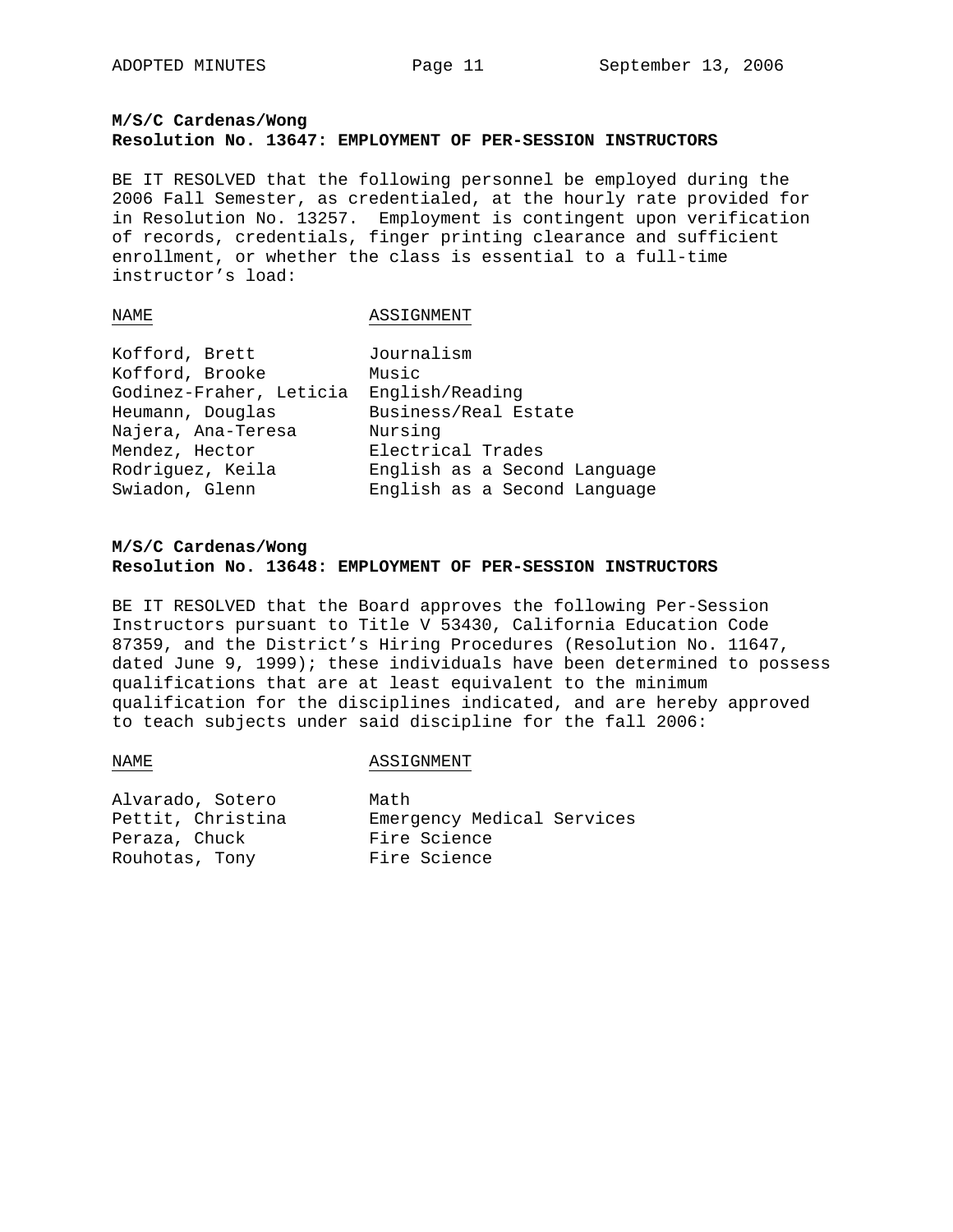**M/S/C Cardenas/Wong**
**Resolution No. 13647: EMPLOYMENT OF PER-SESSION INSTRUCTORS**

BE IT RESOLVED that the following personnel be employed during the 2006 Fall Semester, as credentialed, at the hourly rate provided for in Resolution No. 13257. Employment is contingent upon verification of records, credentials, finger printing clearance and sufficient enrollment, or whether the class is essential to a full-time instructor's load:

| NAME | ASSIGNMENT |
|---|---|
| Kofford, Brett | Journalism |
| Kofford, Brooke | Music |
| Godinez-Fraher, Leticia | English/Reading |
| Heumann, Douglas | Business/Real Estate |
| Najera, Ana-Teresa | Nursing |
| Mendez, Hector | Electrical Trades |
| Rodriguez, Keila | English as a Second Language |
| Swiadon, Glenn | English as a Second Language |

**M/S/C Cardenas/Wong**
**Resolution No. 13648: EMPLOYMENT OF PER-SESSION INSTRUCTORS**

BE IT RESOLVED that the Board approves the following Per-Session Instructors pursuant to Title V 53430, California Education Code 87359, and the District's Hiring Procedures (Resolution No. 11647, dated June 9, 1999); these individuals have been determined to possess qualifications that are at least equivalent to the minimum qualification for the disciplines indicated, and are hereby approved to teach subjects under said discipline for the fall 2006:

| NAME | ASSIGNMENT |
|---|---|
| Alvarado, Sotero | Math |
| Pettit, Christina | Emergency Medical Services |
| Peraza, Chuck | Fire Science |
| Rouhotas, Tony | Fire Science |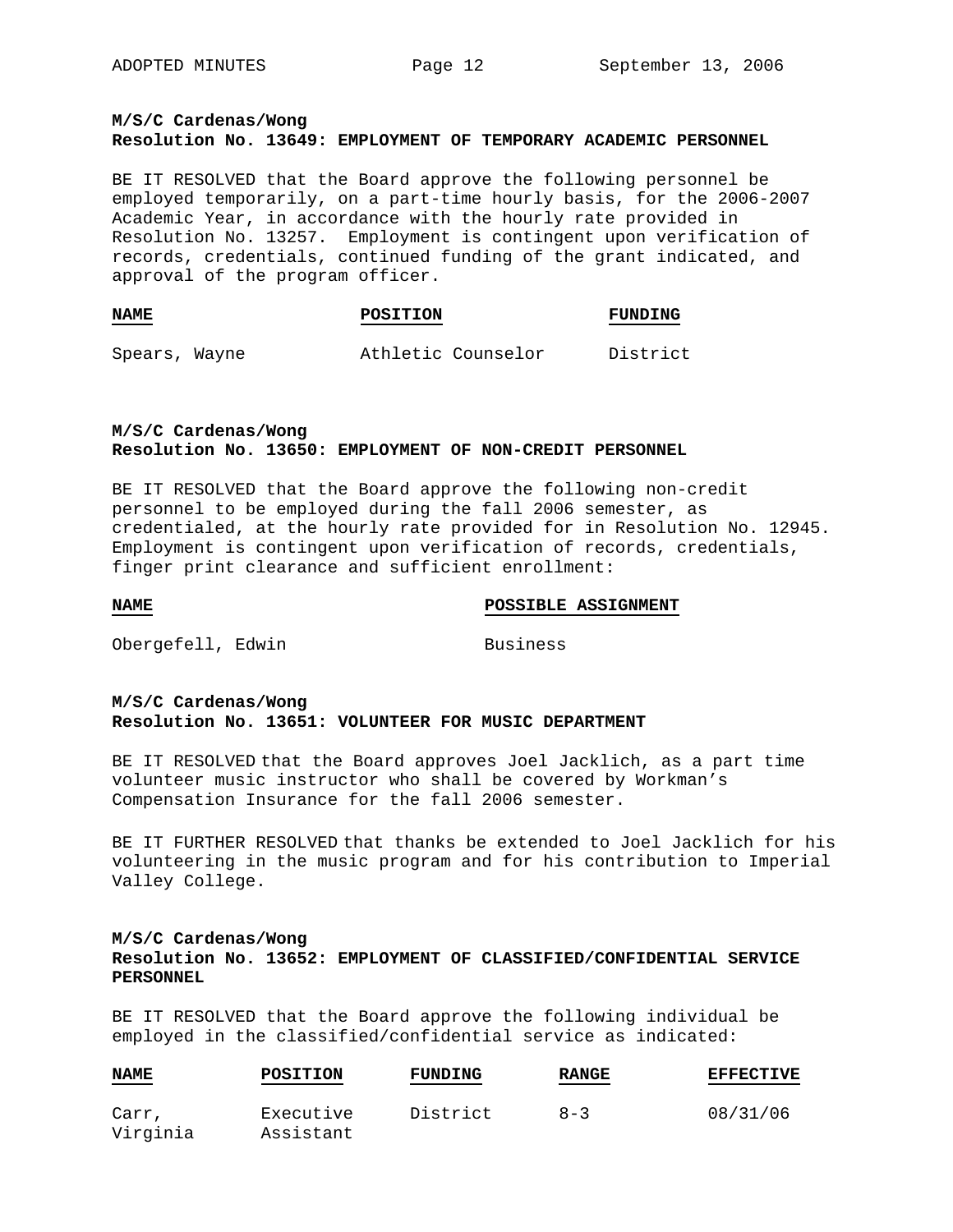**M/S/C Cardenas/Wong**
**Resolution No. 13649: EMPLOYMENT OF TEMPORARY ACADEMIC PERSONNEL**

BE IT RESOLVED that the Board approve the following personnel be employed temporarily, on a part-time hourly basis, for the 2006-2007 Academic Year, in accordance with the hourly rate provided in Resolution No. 13257. Employment is contingent upon verification of records, credentials, continued funding of the grant indicated, and approval of the program officer.

| NAME | POSITION | FUNDING |
|---|---|---|
| Spears, Wayne | Athletic Counselor | District |

**M/S/C Cardenas/Wong**
**Resolution No. 13650: EMPLOYMENT OF NON-CREDIT PERSONNEL**

BE IT RESOLVED that the Board approve the following non-credit personnel to be employed during the fall 2006 semester, as credentialed, at the hourly rate provided for in Resolution No. 12945. Employment is contingent upon verification of records, credentials, finger print clearance and sufficient enrollment:

| NAME | POSSIBLE ASSIGNMENT |
|---|---|
| Obergefell, Edwin | Business |

**M/S/C Cardenas/Wong**
**Resolution No. 13651: VOLUNTEER FOR MUSIC DEPARTMENT**

BE IT RESOLVED that the Board approves Joel Jacklich, as a part time volunteer music instructor who shall be covered by Workman's Compensation Insurance for the fall 2006 semester.

BE IT FURTHER RESOLVED that thanks be extended to Joel Jacklich for his volunteering in the music program and for his contribution to Imperial Valley College.

**M/S/C Cardenas/Wong**
**Resolution No. 13652: EMPLOYMENT OF CLASSIFIED/CONFIDENTIAL SERVICE PERSONNEL**

BE IT RESOLVED that the Board approve the following individual be employed in the classified/confidential service as indicated:

| NAME | POSITION | FUNDING | RANGE | EFFECTIVE |
|---|---|---|---|---|
| Carr, Virginia | Executive Assistant | District | 8-3 | 08/31/06 |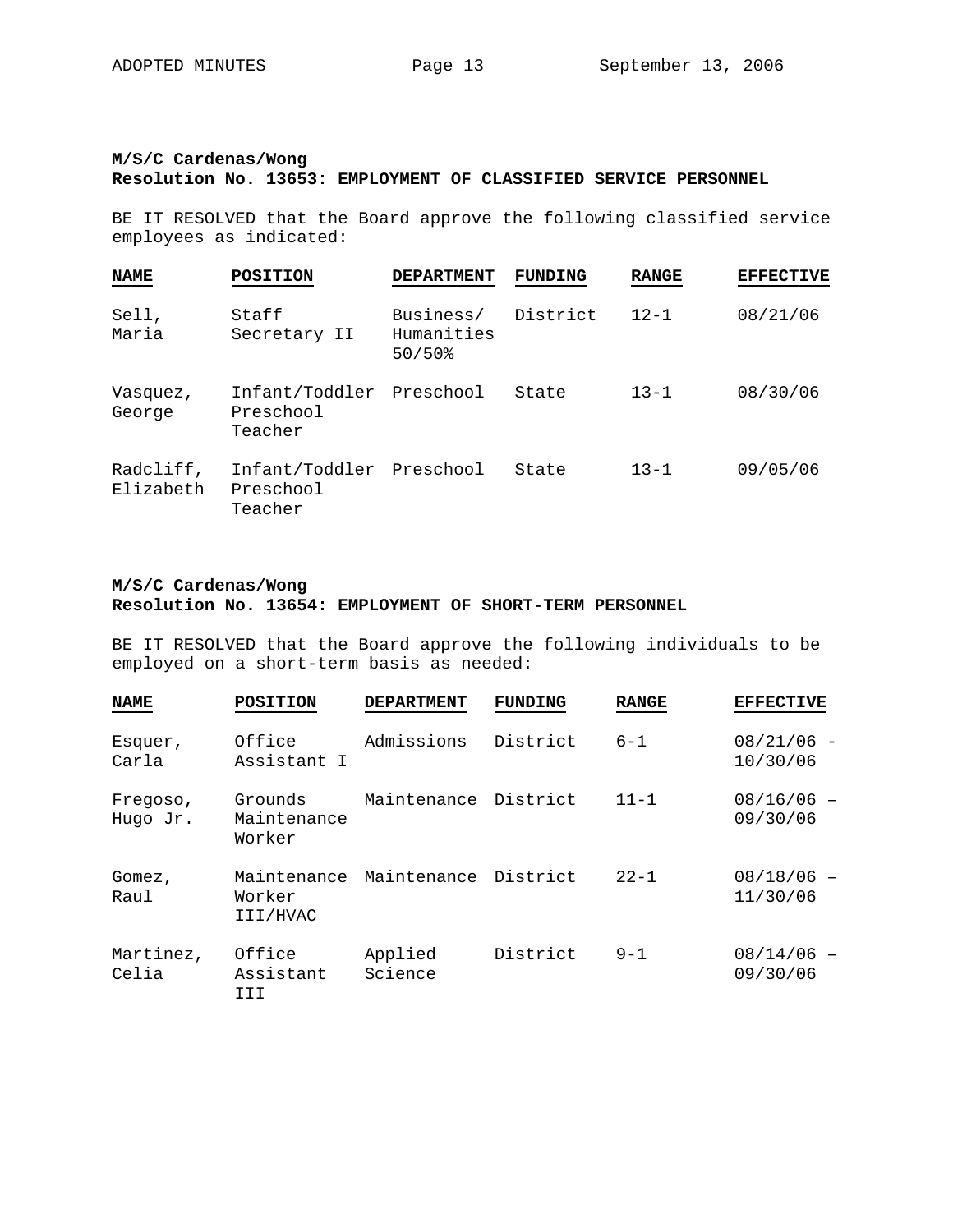**M/S/C Cardenas/Wong**
**Resolution No. 13653: EMPLOYMENT OF CLASSIFIED SERVICE PERSONNEL**

BE IT RESOLVED that the Board approve the following classified service employees as indicated:

| NAME | POSITION | DEPARTMENT | FUNDING | RANGE | EFFECTIVE |
|---|---|---|---|---|---|
| Sell, Maria | Staff Secretary II | Business/ Humanities 50/50% | District | 12-1 | 08/21/06 |
| Vasquez, George | Infant/Toddler Preschool Teacher | Preschool | State | 13-1 | 08/30/06 |
| Radcliff, Elizabeth | Infant/Toddler Preschool Teacher | Preschool | State | 13-1 | 09/05/06 |

**M/S/C Cardenas/Wong**
**Resolution No. 13654: EMPLOYMENT OF SHORT-TERM PERSONNEL**

BE IT RESOLVED that the Board approve the following individuals to be employed on a short-term basis as needed:

| NAME | POSITION | DEPARTMENT | FUNDING | RANGE | EFFECTIVE |
|---|---|---|---|---|---|
| Esquer, Carla | Office Assistant I | Admissions | District | 6-1 | 08/21/06 - 10/30/06 |
| Fregoso, Hugo Jr. | Grounds Maintenance Worker | Maintenance | District | 11-1 | 08/16/06 – 09/30/06 |
| Gomez, Raul | Maintenance Worker III/HVAC | Maintenance | District | 22-1 | 08/18/06 – 11/30/06 |
| Martinez, Celia | Office Assistant III | Applied Science | District | 9-1 | 08/14/06 – 09/30/06 |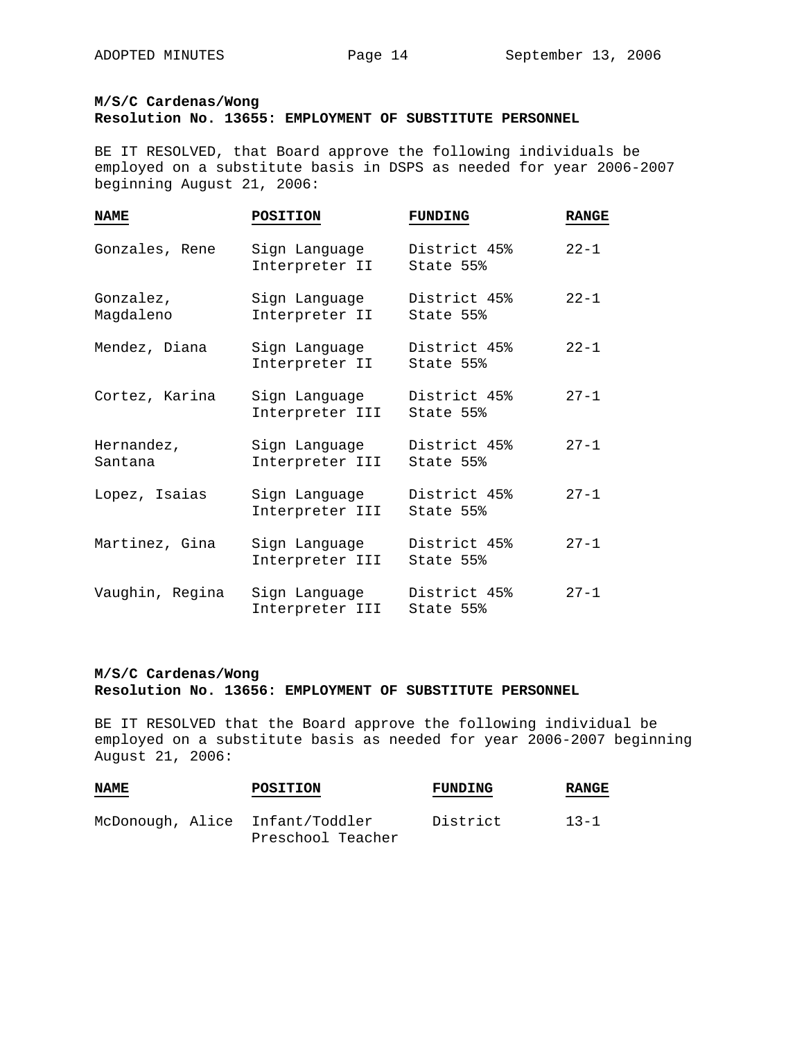**M/S/C Cardenas/Wong**
**Resolution No. 13655: EMPLOYMENT OF SUBSTITUTE PERSONNEL**

BE IT RESOLVED, that Board approve the following individuals be employed on a substitute basis in DSPS as needed for year 2006-2007 beginning August 21, 2006:

| NAME | POSITION | FUNDING | RANGE |
|---|---|---|---|
| Gonzales, Rene | Sign Language Interpreter II | District 45% State 55% | 22-1 |
| Gonzalez, Magdaleno | Sign Language Interpreter II | District 45% State 55% | 22-1 |
| Mendez, Diana | Sign Language Interpreter II | District 45% State 55% | 22-1 |
| Cortez, Karina | Sign Language Interpreter III | District 45% State 55% | 27-1 |
| Hernandez, Santana | Sign Language Interpreter III | District 45% State 55% | 27-1 |
| Lopez, Isaias | Sign Language Interpreter III | District 45% State 55% | 27-1 |
| Martinez, Gina | Sign Language Interpreter III | District 45% State 55% | 27-1 |
| Vaughin, Regina | Sign Language Interpreter III | District 45% State 55% | 27-1 |

**M/S/C Cardenas/Wong**
**Resolution No. 13656: EMPLOYMENT OF SUBSTITUTE PERSONNEL**

BE IT RESOLVED that the Board approve the following individual be employed on a substitute basis as needed for year 2006-2007 beginning August 21, 2006:

| NAME | POSITION | FUNDING | RANGE |
|---|---|---|---|
| McDonough, Alice | Infant/Toddler Preschool Teacher | District | 13-1 |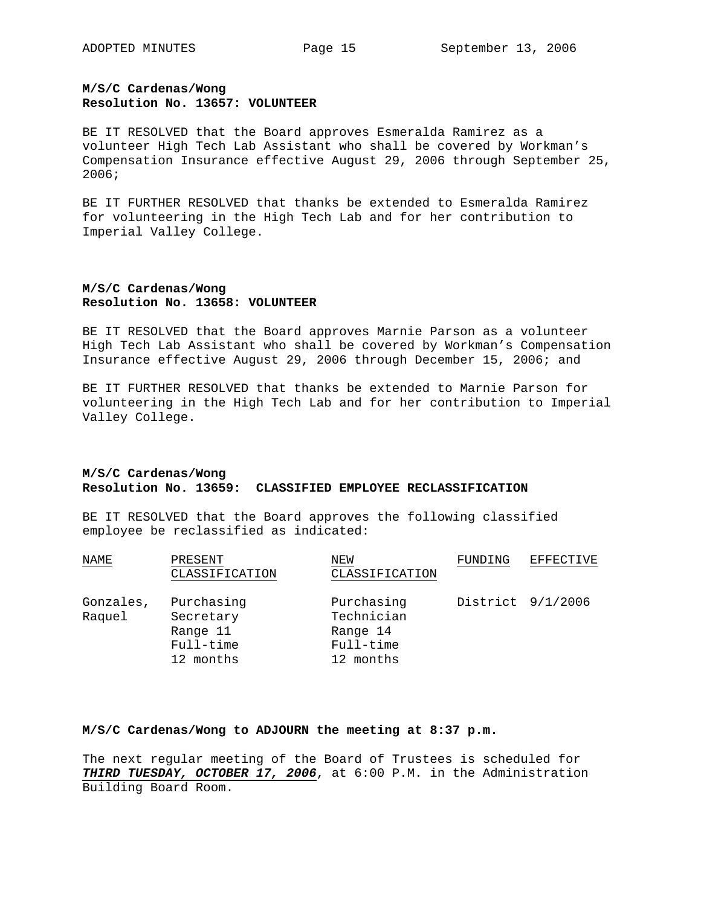**M/S/C Cardenas/Wong**
**Resolution No. 13657: VOLUNTEER**

BE IT RESOLVED that the Board approves Esmeralda Ramirez as a volunteer High Tech Lab Assistant who shall be covered by Workman's Compensation Insurance effective August 29, 2006 through September 25, 2006;

BE IT FURTHER RESOLVED that thanks be extended to Esmeralda Ramirez for volunteering in the High Tech Lab and for her contribution to Imperial Valley College.

**M/S/C Cardenas/Wong**
**Resolution No. 13658: VOLUNTEER**

BE IT RESOLVED that the Board approves Marnie Parson as a volunteer High Tech Lab Assistant who shall be covered by Workman's Compensation Insurance effective August 29, 2006 through December 15, 2006; and

BE IT FURTHER RESOLVED that thanks be extended to Marnie Parson for volunteering in the High Tech Lab and for her contribution to Imperial Valley College.

**M/S/C Cardenas/Wong**
**Resolution No. 13659: CLASSIFIED EMPLOYEE RECLASSIFICATION**

BE IT RESOLVED that the Board approves the following classified employee be reclassified as indicated:

| NAME | PRESENT CLASSIFICATION | NEW CLASSIFICATION | FUNDING | EFFECTIVE |
|---|---|---|---|---|
| Gonzales, Raquel | Purchasing Secretary Range 11 Full-time 12 months | Purchasing Technician Range 14 Full-time 12 months | District | 9/1/2006 |

**M/S/C Cardenas/Wong to ADJOURN the meeting at 8:37 p.m.**

The next regular meeting of the Board of Trustees is scheduled for ***THIRD TUESDAY, OCTOBER 17, 2006***, at 6:00 P.M. in the Administration Building Board Room.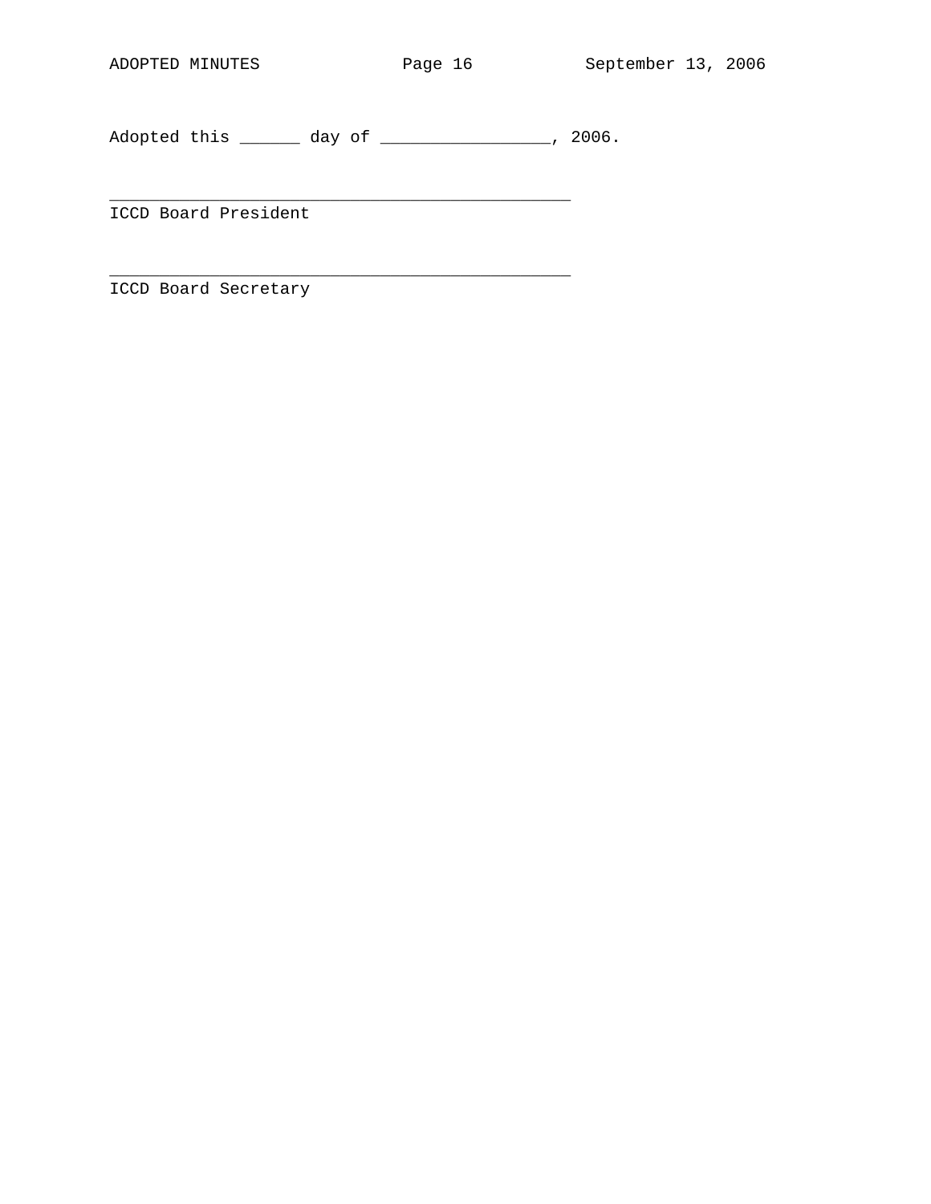Adopted this ______ day of _________________, 2006.

______________________________________________
ICCD Board President

______________________________________________
ICCD Board Secretary